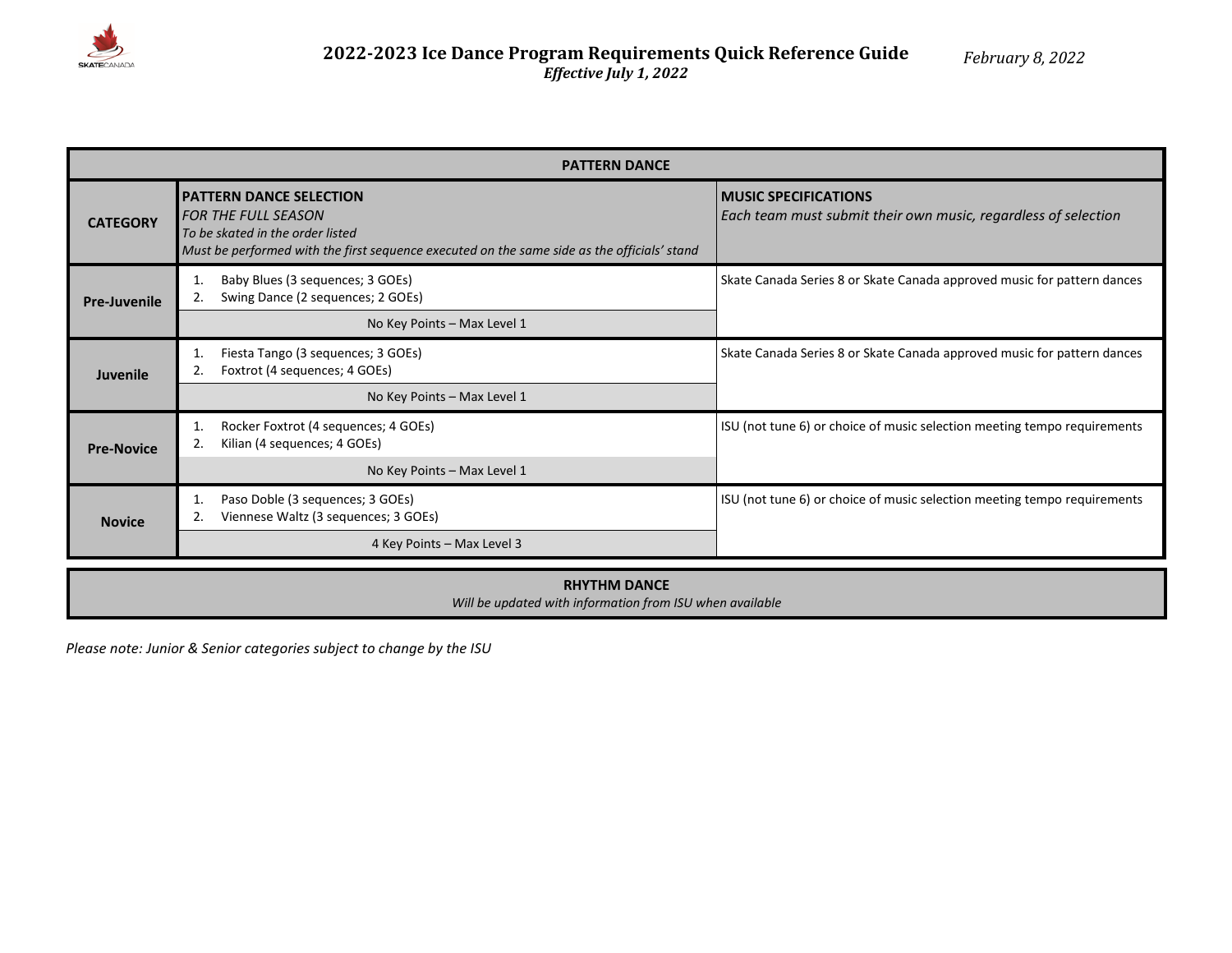# 2022-2023 Ice Dance Program Requirements Quick Reference Guide

*Effective July 1, 2022*

*February 8, 2022*

| PATTERN DANCE | | |
|---|---|---|
| **CATEGORY** | **PATTERN DANCE SELECTION** *FOR THE FULL SEASON* *To be skated in the order listed* *Must be performed with the first sequence executed on the same side as the officials' stand* | **MUSIC SPECIFICATIONS** *Each team must submit their own music, regardless of selection* |
| **Pre-Juvenile** | 1. Baby Blues (3 sequences; 3 GOEs) 2. Swing Dance (2 sequences; 2 GOEs) No Key Points – Max Level 1 | Skate Canada Series 8 or Skate Canada approved music for pattern dances |
| **Juvenile** | 1. Fiesta Tango (3 sequences; 3 GOEs) 2. Foxtrot (4 sequences; 4 GOEs) No Key Points – Max Level 1 | Skate Canada Series 8 or Skate Canada approved music for pattern dances |
| **Pre-Novice** | 1. Rocker Foxtrot (4 sequences; 4 GOEs) 2. Kilian (4 sequences; 4 GOEs) No Key Points – Max Level 1 | ISU (not tune 6) or choice of music selection meeting tempo requirements |
| **Novice** | 1. Paso Doble (3 sequences; 3 GOEs) 2. Viennese Waltz (3 sequences; 3 GOEs) 4 Key Points – Max Level 3 | ISU (not tune 6) or choice of music selection meeting tempo requirements |

**RHYTHM DANCE**

*Will be updated with information from ISU when available*

*Please note: Junior & Senior categories subject to change by the ISU*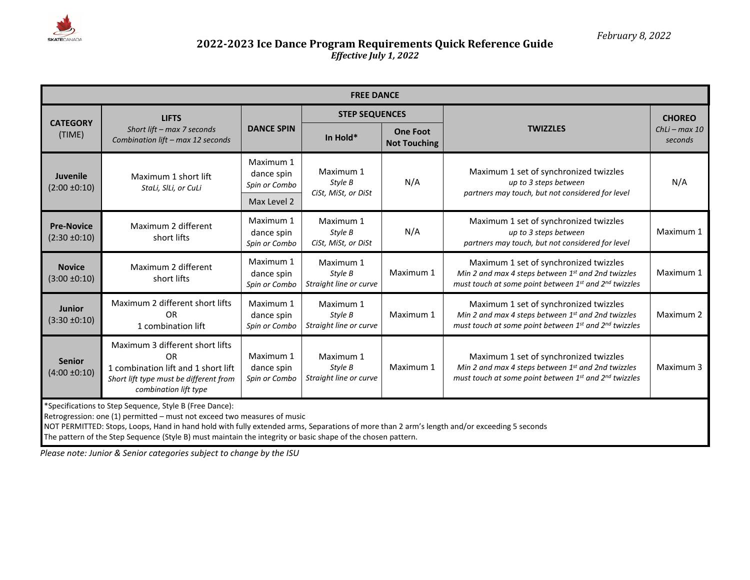February 8, 2022

# 2022-2023 Ice Dance Program Requirements Quick Reference Guide

*Effective July 1, 2022*

| FREE DANCE | | | | | | |
|---|---|---|---|---|---|---|
| **CATEGORY** (TIME) | **LIFTS** *Short lift – max 7 seconds* *Combination lift – max 12 seconds* | **DANCE SPIN** | **STEP SEQUENCES** | | **TWIZZLES** | **CHOREO** *ChLi – max 10 seconds* |
| | | | **In Hold*** | **One Foot Not Touching** | | |
| **Juvenile** (2:00 ±0:10) | Maximum 1 short lift *StaLi, SlLi, or CuLi* | Maximum 1 dance spin *Spin or Combo* Max Level 2 | Maximum 1 *Style B* *CiSt, MiSt, or DiSt* | N/A | Maximum 1 set of synchronized twizzles *up to 3 steps between* *partners may touch, but not considered for level* | N/A |
| **Pre-Novice** (2:30 ±0:10) | Maximum 2 different short lifts | Maximum 1 dance spin *Spin or Combo* | Maximum 1 *Style B* *CiSt, MiSt, or DiSt* | N/A | Maximum 1 set of synchronized twizzles *up to 3 steps between* *partners may touch, but not considered for level* | Maximum 1 |
| **Novice** (3:00 ±0:10) | Maximum 2 different short lifts | Maximum 1 dance spin *Spin or Combo* | Maximum 1 *Style B* *Straight line or curve* | Maximum 1 | Maximum 1 set of synchronized twizzles *Min 2 and max 4 steps between 1st and 2nd twizzles* *must touch at some point between 1st and 2nd twizzles* | Maximum 1 |
| **Junior** (3:30 ±0:10) | Maximum 2 different short lifts OR 1 combination lift | Maximum 1 dance spin *Spin or Combo* | Maximum 1 *Style B* *Straight line or curve* | Maximum 1 | Maximum 1 set of synchronized twizzles *Min 2 and max 4 steps between 1st and 2nd twizzles* *must touch at some point between 1st and 2nd twizzles* | Maximum 2 |
| **Senior** (4:00 ±0:10) | Maximum 3 different short lifts OR 1 combination lift and 1 short lift *Short lift type must be different from combination lift type* | Maximum 1 dance spin *Spin or Combo* | Maximum 1 *Style B* *Straight line or curve* | Maximum 1 | Maximum 1 set of synchronized twizzles *Min 2 and max 4 steps between 1st and 2nd twizzles* *must touch at some point between 1st and 2nd twizzles* | Maximum 3 |

*Specifications to Step Sequence, Style B (Free Dance):
Retrogression: one (1) permitted – must not exceed two measures of music
NOT PERMITTED: Stops, Loops, Hand in hand hold with fully extended arms, Separations of more than 2 arm's length and/or exceeding 5 seconds
The pattern of the Step Sequence (Style B) must maintain the integrity or basic shape of the chosen pattern.

*Please note: Junior & Senior categories subject to change by the ISU*